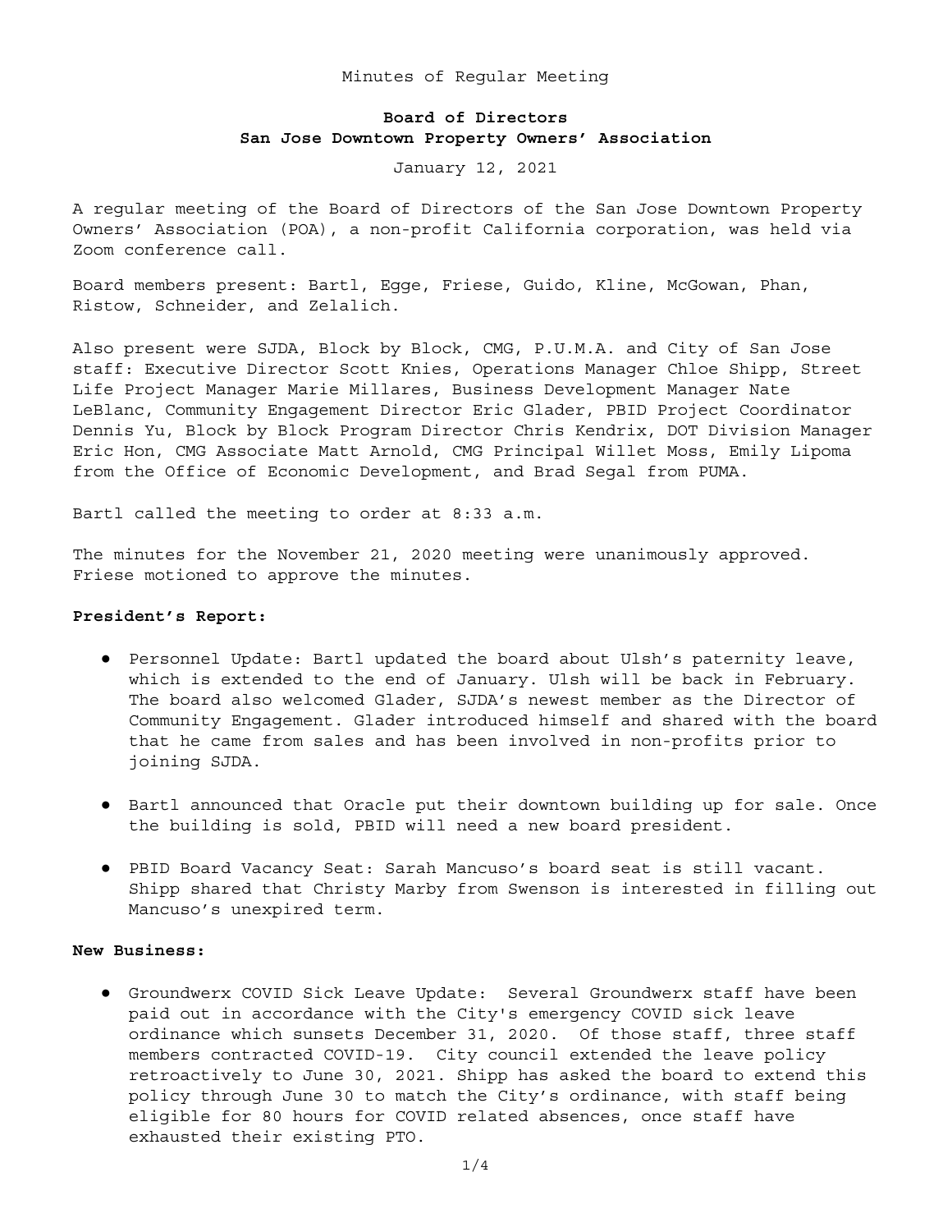Minutes of Regular Meeting

# Board of Directors
## San Jose Downtown Property Owners' Association

January 12, 2021

A regular meeting of the Board of Directors of the San Jose Downtown Property Owners' Association (POA), a non-profit California corporation, was held via Zoom conference call.

Board members present: Bartl, Egge, Friese, Guido, Kline, McGowan, Phan, Ristow, Schneider, and Zelalich.

Also present were SJDA, Block by Block, CMG, P.U.M.A. and City of San Jose staff: Executive Director Scott Knies, Operations Manager Chloe Shipp, Street Life Project Manager Marie Millares, Business Development Manager Nate LeBlanc, Community Engagement Director Eric Glader, PBID Project Coordinator Dennis Yu, Block by Block Program Director Chris Kendrix, DOT Division Manager Eric Hon, CMG Associate Matt Arnold, CMG Principal Willet Moss, Emily Lipoma from the Office of Economic Development, and Brad Segal from PUMA.

Bartl called the meeting to order at 8:33 a.m.

The minutes for the November 21, 2020 meeting were unanimously approved. Friese motioned to approve the minutes.

**President's Report:**

- Personnel Update: Bartl updated the board about Ulsh's paternity leave, which is extended to the end of January. Ulsh will be back in February. The board also welcomed Glader, SJDA's newest member as the Director of Community Engagement. Glader introduced himself and shared with the board that he came from sales and has been involved in non-profits prior to joining SJDA.

- Bartl announced that Oracle put their downtown building up for sale. Once the building is sold, PBID will need a new board president.

- PBID Board Vacancy Seat: Sarah Mancuso's board seat is still vacant. Shipp shared that Christy Marby from Swenson is interested in filling out Mancuso's unexpired term.

**New Business:**

- Groundwerx COVID Sick Leave Update: Several Groundwerx staff have been paid out in accordance with the City's emergency COVID sick leave ordinance which sunsets December 31, 2020. Of those staff, three staff members contracted COVID-19. City council extended the leave policy retroactively to June 30, 2021. Shipp has asked the board to extend this policy through June 30 to match the City's ordinance, with staff being eligible for 80 hours for COVID related absences, once staff have exhausted their existing PTO.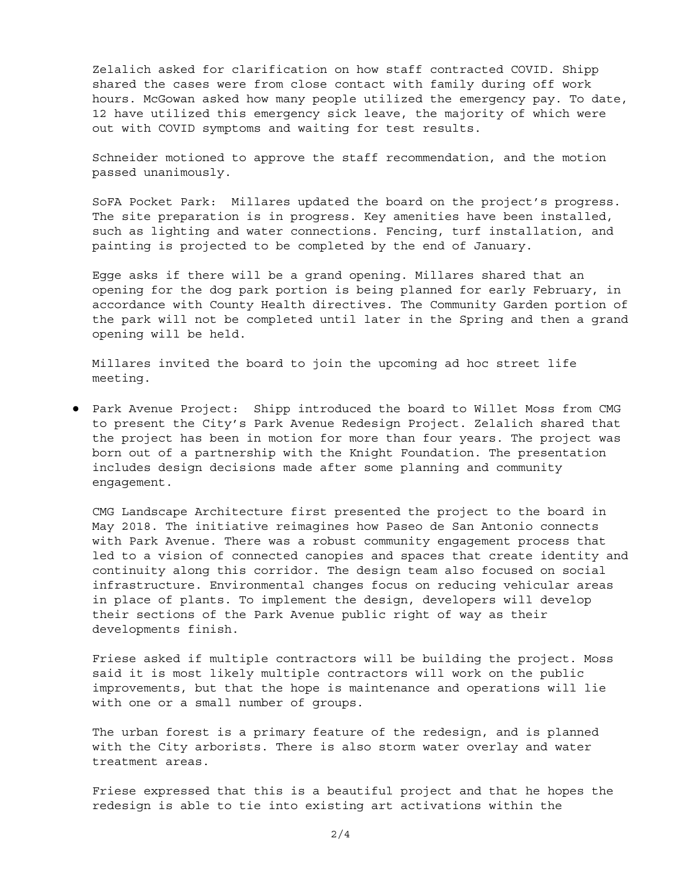Zelalich asked for clarification on how staff contracted COVID. Shipp shared the cases were from close contact with family during off work hours. McGowan asked how many people utilized the emergency pay. To date, 12 have utilized this emergency sick leave, the majority of which were out with COVID symptoms and waiting for test results.

Schneider motioned to approve the staff recommendation, and the motion passed unanimously.

SoFA Pocket Park: Millares updated the board on the project's progress. The site preparation is in progress. Key amenities have been installed, such as lighting and water connections. Fencing, turf installation, and painting is projected to be completed by the end of January.

Egge asks if there will be a grand opening. Millares shared that an opening for the dog park portion is being planned for early February, in accordance with County Health directives. The Community Garden portion of the park will not be completed until later in the Spring and then a grand opening will be held.

Millares invited the board to join the upcoming ad hoc street life meeting.

- Park Avenue Project: Shipp introduced the board to Willet Moss from CMG to present the City's Park Avenue Redesign Project. Zelalich shared that the project has been in motion for more than four years. The project was born out of a partnership with the Knight Foundation. The presentation includes design decisions made after some planning and community engagement.

  CMG Landscape Architecture first presented the project to the board in May 2018. The initiative reimagines how Paseo de San Antonio connects with Park Avenue. There was a robust community engagement process that led to a vision of connected canopies and spaces that create identity and continuity along this corridor. The design team also focused on social infrastructure. Environmental changes focus on reducing vehicular areas in place of plants. To implement the design, developers will develop their sections of the Park Avenue public right of way as their developments finish.

  Friese asked if multiple contractors will be building the project. Moss said it is most likely multiple contractors will work on the public improvements, but that the hope is maintenance and operations will lie with one or a small number of groups.

  The urban forest is a primary feature of the redesign, and is planned with the City arborists. There is also storm water overlay and water treatment areas.

  Friese expressed that this is a beautiful project and that he hopes the redesign is able to tie into existing art activations within the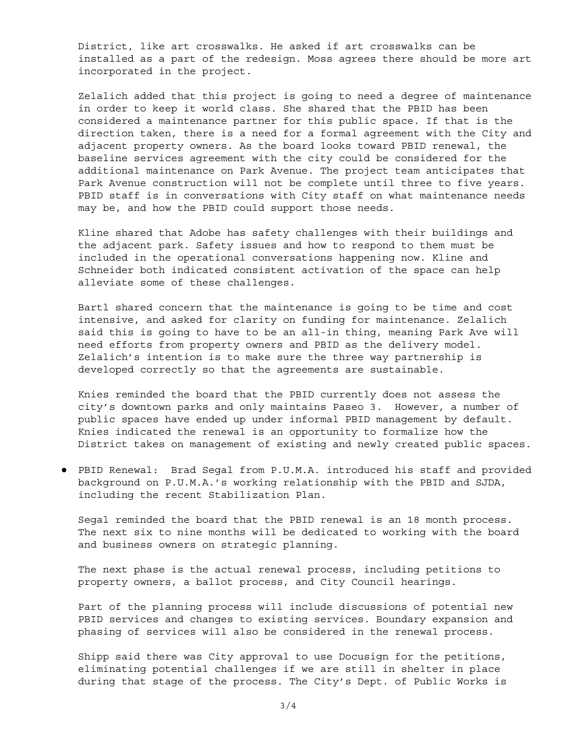District, like art crosswalks. He asked if art crosswalks can be installed as a part of the redesign. Moss agrees there should be more art incorporated in the project.

Zelalich added that this project is going to need a degree of maintenance in order to keep it world class. She shared that the PBID has been considered a maintenance partner for this public space. If that is the direction taken, there is a need for a formal agreement with the City and adjacent property owners. As the board looks toward PBID renewal, the baseline services agreement with the city could be considered for the additional maintenance on Park Avenue. The project team anticipates that Park Avenue construction will not be complete until three to five years. PBID staff is in conversations with City staff on what maintenance needs may be, and how the PBID could support those needs.

Kline shared that Adobe has safety challenges with their buildings and the adjacent park. Safety issues and how to respond to them must be included in the operational conversations happening now. Kline and Schneider both indicated consistent activation of the space can help alleviate some of these challenges.

Bartl shared concern that the maintenance is going to be time and cost intensive, and asked for clarity on funding for maintenance. Zelalich said this is going to have to be an all-in thing, meaning Park Ave will need efforts from property owners and PBID as the delivery model. Zelalich's intention is to make sure the three way partnership is developed correctly so that the agreements are sustainable.

Knies reminded the board that the PBID currently does not assess the city's downtown parks and only maintains Paseo 3. However, a number of public spaces have ended up under informal PBID management by default. Knies indicated the renewal is an opportunity to formalize how the District takes on management of existing and newly created public spaces.

- PBID Renewal: Brad Segal from P.U.M.A. introduced his staff and provided background on P.U.M.A.'s working relationship with the PBID and SJDA, including the recent Stabilization Plan.

  Segal reminded the board that the PBID renewal is an 18 month process. The next six to nine months will be dedicated to working with the board and business owners on strategic planning.

  The next phase is the actual renewal process, including petitions to property owners, a ballot process, and City Council hearings.

  Part of the planning process will include discussions of potential new PBID services and changes to existing services. Boundary expansion and phasing of services will also be considered in the renewal process.

  Shipp said there was City approval to use Docusign for the petitions, eliminating potential challenges if we are still in shelter in place during that stage of the process. The City's Dept. of Public Works is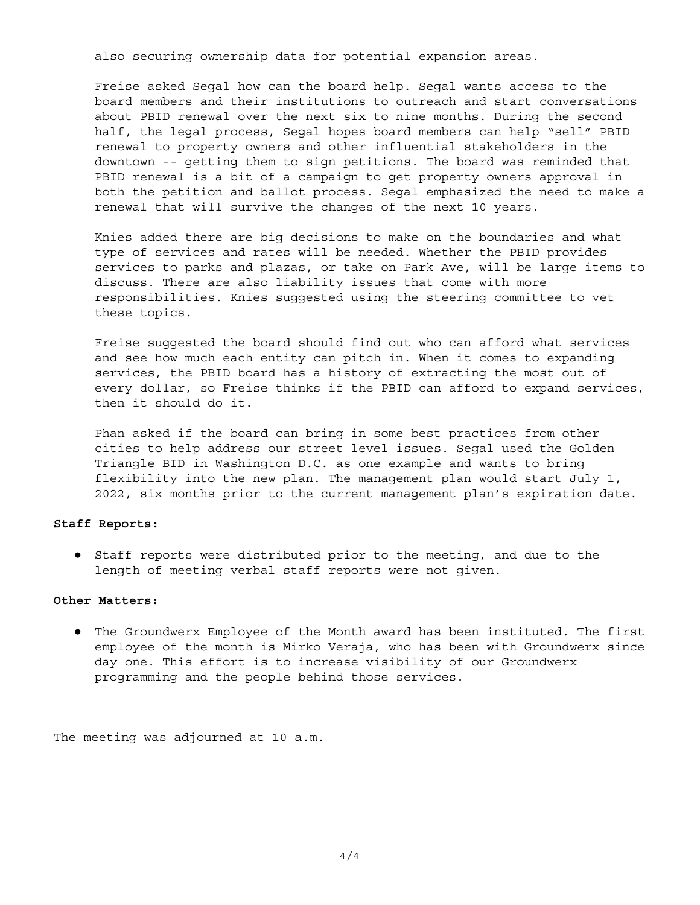also securing ownership data for potential expansion areas.

Freise asked Segal how can the board help. Segal wants access to the board members and their institutions to outreach and start conversations about PBID renewal over the next six to nine months. During the second half, the legal process, Segal hopes board members can help "sell" PBID renewal to property owners and other influential stakeholders in the downtown -- getting them to sign petitions. The board was reminded that PBID renewal is a bit of a campaign to get property owners approval in both the petition and ballot process. Segal emphasized the need to make a renewal that will survive the changes of the next 10 years.

Knies added there are big decisions to make on the boundaries and what type of services and rates will be needed. Whether the PBID provides services to parks and plazas, or take on Park Ave, will be large items to discuss. There are also liability issues that come with more responsibilities. Knies suggested using the steering committee to vet these topics.

Freise suggested the board should find out who can afford what services and see how much each entity can pitch in. When it comes to expanding services, the PBID board has a history of extracting the most out of every dollar, so Freise thinks if the PBID can afford to expand services, then it should do it.

Phan asked if the board can bring in some best practices from other cities to help address our street level issues. Segal used the Golden Triangle BID in Washington D.C. as one example and wants to bring flexibility into the new plan. The management plan would start July 1, 2022, six months prior to the current management plan's expiration date.

**Staff Reports:**

- Staff reports were distributed prior to the meeting, and due to the length of meeting verbal staff reports were not given.

**Other Matters:**

- The Groundwerx Employee of the Month award has been instituted. The first employee of the month is Mirko Veraja, who has been with Groundwerx since day one. This effort is to increase visibility of our Groundwerx programming and the people behind those services.

The meeting was adjourned at 10 a.m.